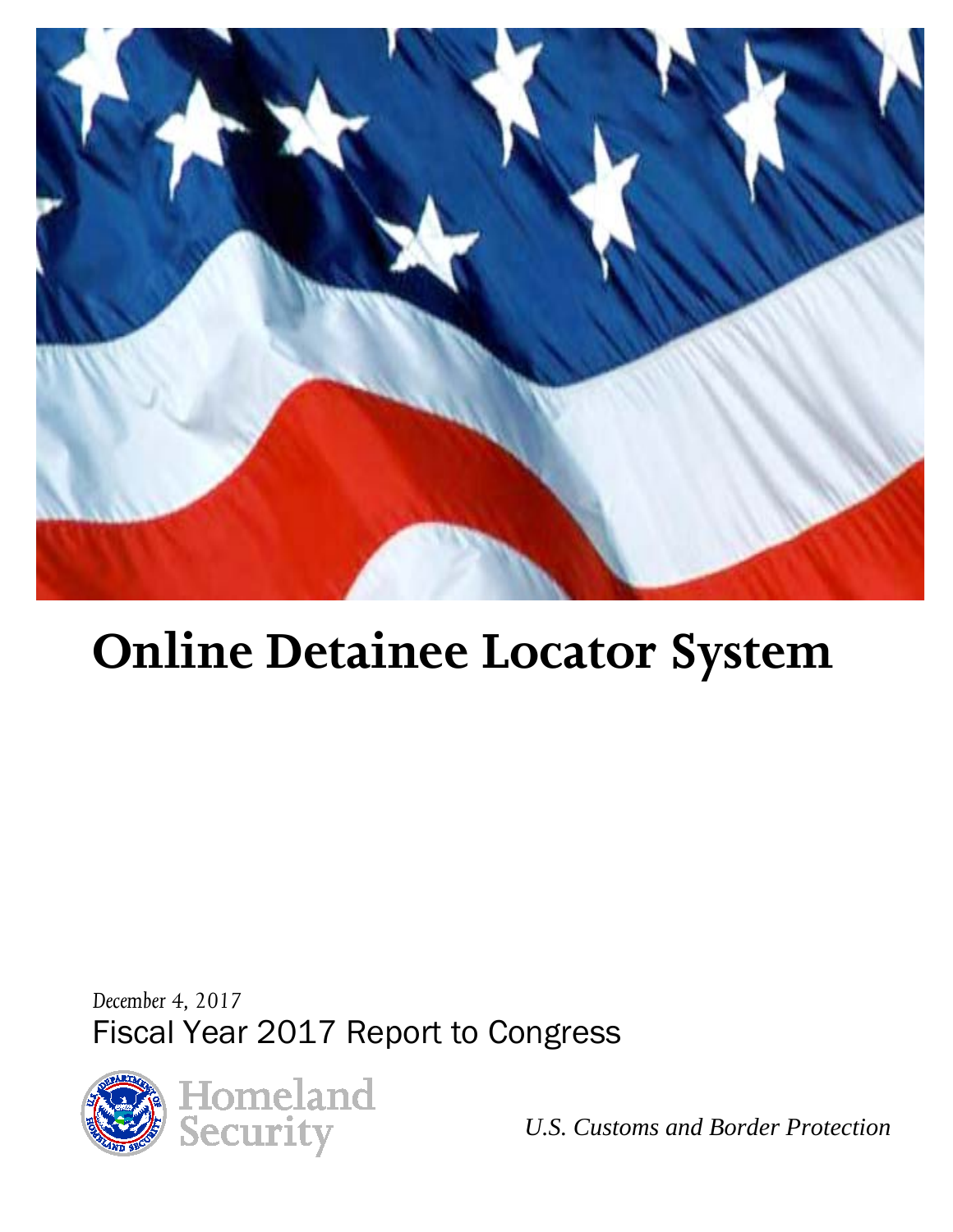# Online Detainee Locator System

*December 4, 2017*

Fiscal Year 2017 Report to Congress

Homeland Security

*U.S. Customs and Border Protection*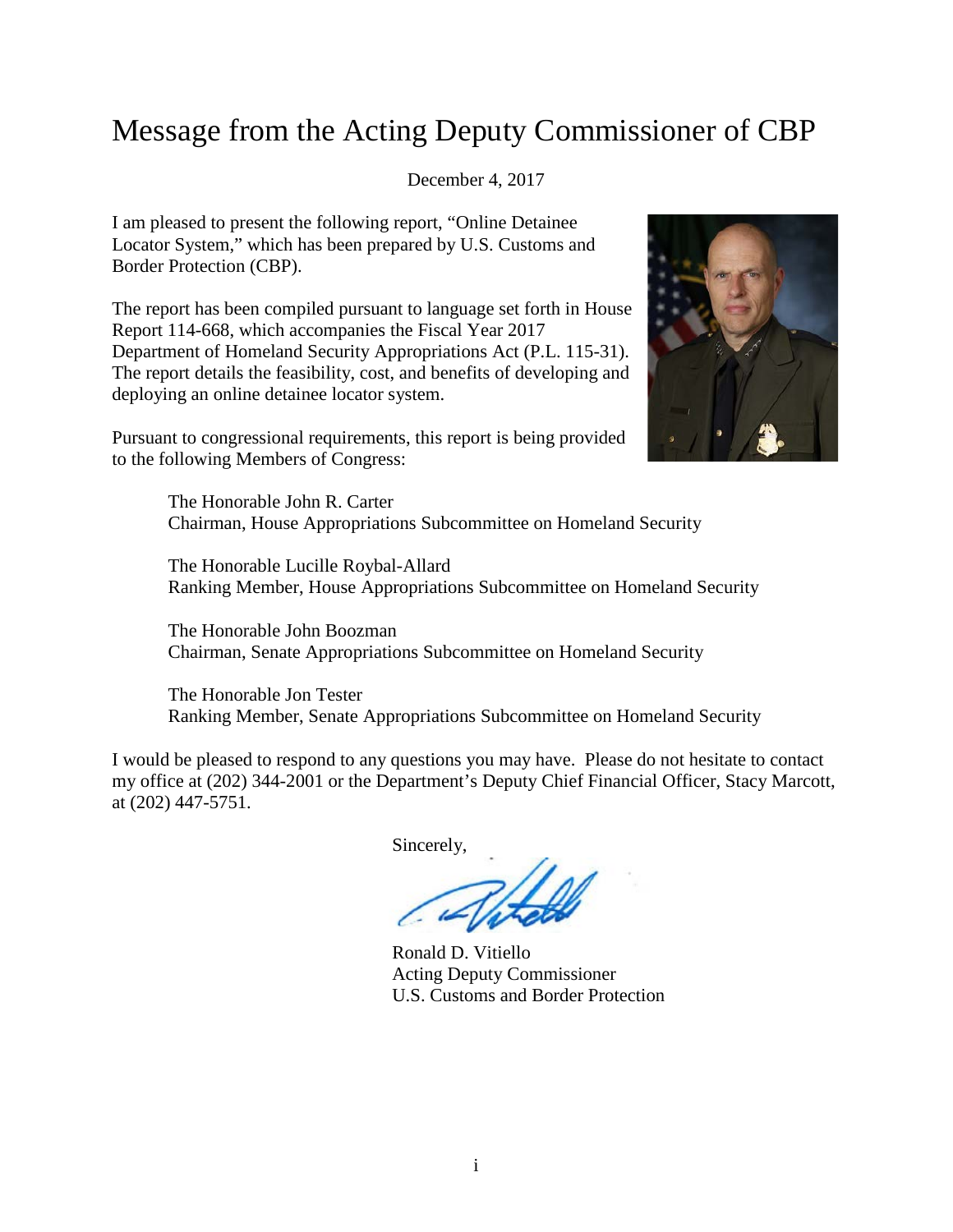# Message from the Acting Deputy Commissioner of CBP

December 4, 2017

I am pleased to present the following report, "Online Detainee Locator System," which has been prepared by U.S. Customs and Border Protection (CBP).

The report has been compiled pursuant to language set forth in House Report 114-668, which accompanies the Fiscal Year 2017 Department of Homeland Security Appropriations Act (P.L. 115-31). The report details the feasibility, cost, and benefits of developing and deploying an online detainee locator system.

Pursuant to congressional requirements, this report is being provided to the following Members of Congress:

The Honorable John R. Carter
Chairman, House Appropriations Subcommittee on Homeland Security

The Honorable Lucille Roybal-Allard
Ranking Member, House Appropriations Subcommittee on Homeland Security

The Honorable John Boozman
Chairman, Senate Appropriations Subcommittee on Homeland Security

The Honorable Jon Tester
Ranking Member, Senate Appropriations Subcommittee on Homeland Security

I would be pleased to respond to any questions you may have. Please do not hesitate to contact my office at (202) 344-2001 or the Department's Deputy Chief Financial Officer, Stacy Marcott, at (202) 447-5751.

Sincerely,

Ronald D. Vitiello
Acting Deputy Commissioner
U.S. Customs and Border Protection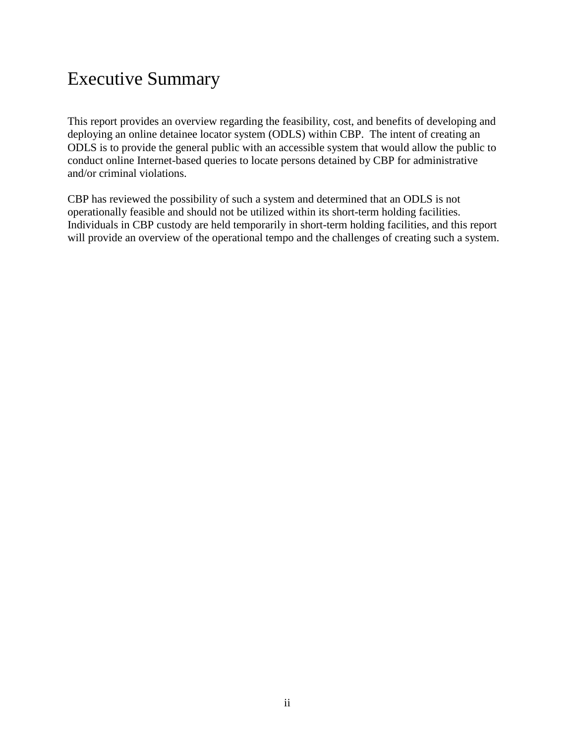# Executive Summary

This report provides an overview regarding the feasibility, cost, and benefits of developing and deploying an online detainee locator system (ODLS) within CBP. The intent of creating an ODLS is to provide the general public with an accessible system that would allow the public to conduct online Internet-based queries to locate persons detained by CBP for administrative and/or criminal violations.

CBP has reviewed the possibility of such a system and determined that an ODLS is not operationally feasible and should not be utilized within its short-term holding facilities. Individuals in CBP custody are held temporarily in short-term holding facilities, and this report will provide an overview of the operational tempo and the challenges of creating such a system.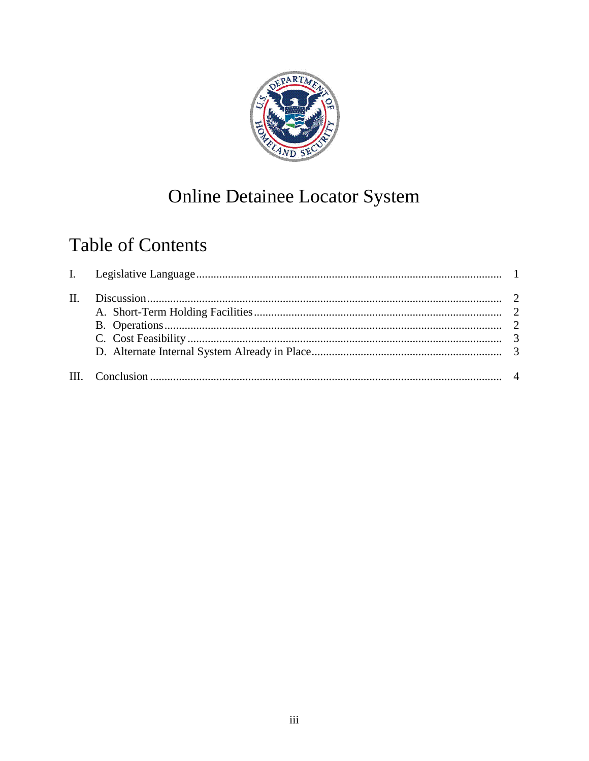# Online Detainee Locator System

## Table of Contents

I. Legislative Language ........................................................ 1

II. Discussion ........................................................ 2
 A. Short-Term Holding Facilities ........................................................ 2
 B. Operations ........................................................ 2
 C. Cost Feasibility ........................................................ 3
 D. Alternate Internal System Already in Place ........................................................ 3

III. Conclusion ........................................................ 4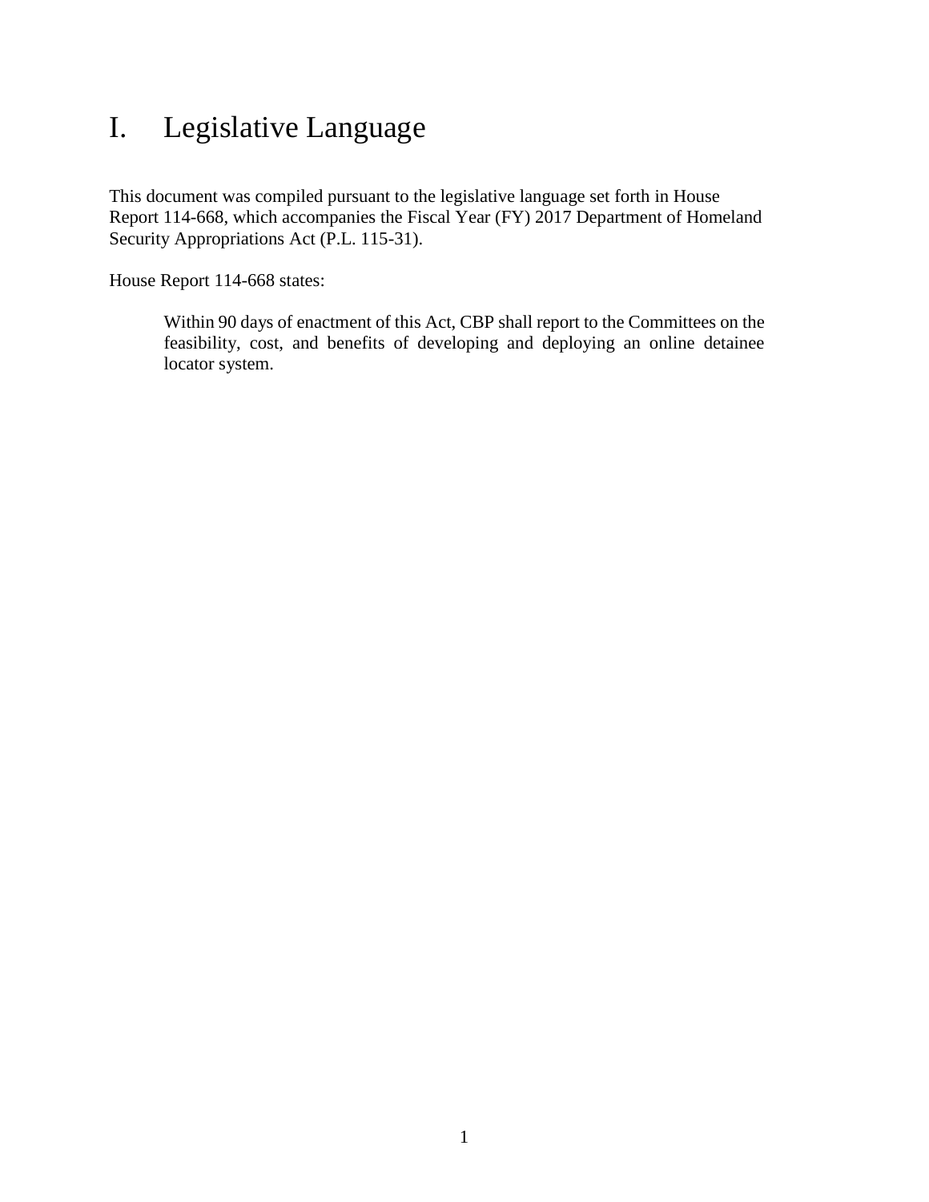# I. Legislative Language

This document was compiled pursuant to the legislative language set forth in House Report 114-668, which accompanies the Fiscal Year (FY) 2017 Department of Homeland Security Appropriations Act (P.L. 115-31).

House Report 114-668 states:

> Within 90 days of enactment of this Act, CBP shall report to the Committees on the feasibility, cost, and benefits of developing and deploying an online detainee locator system.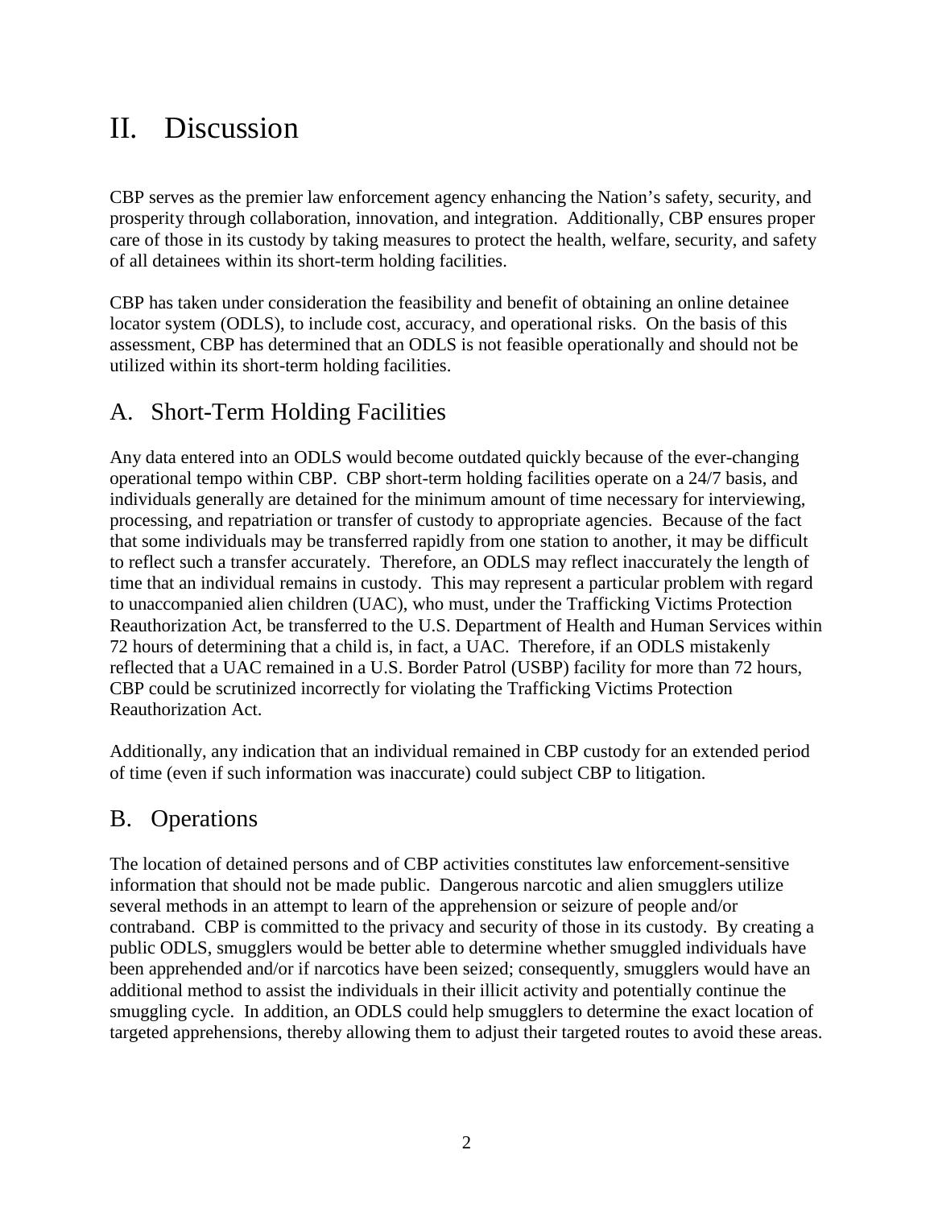# II. Discussion

CBP serves as the premier law enforcement agency enhancing the Nation's safety, security, and prosperity through collaboration, innovation, and integration. Additionally, CBP ensures proper care of those in its custody by taking measures to protect the health, welfare, security, and safety of all detainees within its short-term holding facilities.

CBP has taken under consideration the feasibility and benefit of obtaining an online detainee locator system (ODLS), to include cost, accuracy, and operational risks. On the basis of this assessment, CBP has determined that an ODLS is not feasible operationally and should not be utilized within its short-term holding facilities.

## A. Short-Term Holding Facilities

Any data entered into an ODLS would become outdated quickly because of the ever-changing operational tempo within CBP. CBP short-term holding facilities operate on a 24/7 basis, and individuals generally are detained for the minimum amount of time necessary for interviewing, processing, and repatriation or transfer of custody to appropriate agencies. Because of the fact that some individuals may be transferred rapidly from one station to another, it may be difficult to reflect such a transfer accurately. Therefore, an ODLS may reflect inaccurately the length of time that an individual remains in custody. This may represent a particular problem with regard to unaccompanied alien children (UAC), who must, under the Trafficking Victims Protection Reauthorization Act, be transferred to the U.S. Department of Health and Human Services within 72 hours of determining that a child is, in fact, a UAC. Therefore, if an ODLS mistakenly reflected that a UAC remained in a U.S. Border Patrol (USBP) facility for more than 72 hours, CBP could be scrutinized incorrectly for violating the Trafficking Victims Protection Reauthorization Act.

Additionally, any indication that an individual remained in CBP custody for an extended period of time (even if such information was inaccurate) could subject CBP to litigation.

## B. Operations

The location of detained persons and of CBP activities constitutes law enforcement-sensitive information that should not be made public. Dangerous narcotic and alien smugglers utilize several methods in an attempt to learn of the apprehension or seizure of people and/or contraband. CBP is committed to the privacy and security of those in its custody. By creating a public ODLS, smugglers would be better able to determine whether smuggled individuals have been apprehended and/or if narcotics have been seized; consequently, smugglers would have an additional method to assist the individuals in their illicit activity and potentially continue the smuggling cycle. In addition, an ODLS could help smugglers to determine the exact location of targeted apprehensions, thereby allowing them to adjust their targeted routes to avoid these areas.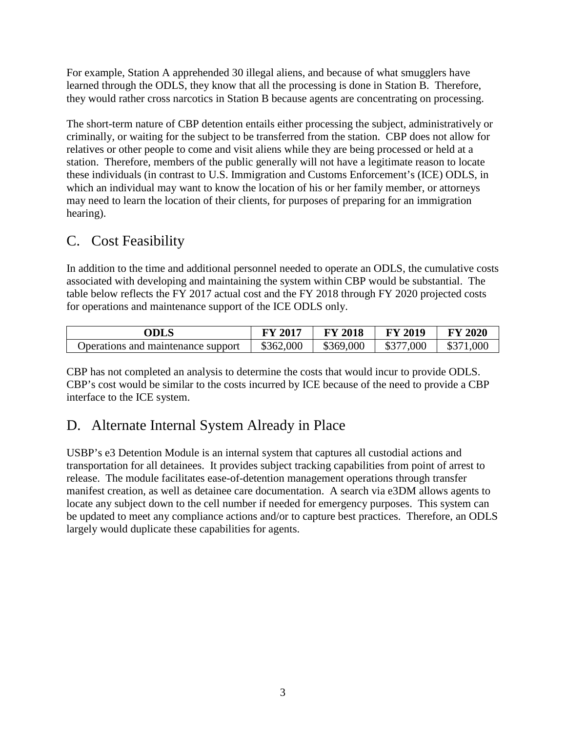For example, Station A apprehended 30 illegal aliens, and because of what smugglers have learned through the ODLS, they know that all the processing is done in Station B. Therefore, they would rather cross narcotics in Station B because agents are concentrating on processing.

The short-term nature of CBP detention entails either processing the subject, administratively or criminally, or waiting for the subject to be transferred from the station. CBP does not allow for relatives or other people to come and visit aliens while they are being processed or held at a station. Therefore, members of the public generally will not have a legitimate reason to locate these individuals (in contrast to U.S. Immigration and Customs Enforcement's (ICE) ODLS, in which an individual may want to know the location of his or her family member, or attorneys may need to learn the location of their clients, for purposes of preparing for an immigration hearing).

## C. Cost Feasibility

In addition to the time and additional personnel needed to operate an ODLS, the cumulative costs associated with developing and maintaining the system within CBP would be substantial. The table below reflects the FY 2017 actual cost and the FY 2018 through FY 2020 projected costs for operations and maintenance support of the ICE ODLS only.

| ODLS | FY 2017 | FY 2018 | FY 2019 | FY 2020 |
|---|---|---|---|---|
| Operations and maintenance support | $362,000 | $369,000 | $377,000 | $371,000 |

CBP has not completed an analysis to determine the costs that would incur to provide ODLS. CBP's cost would be similar to the costs incurred by ICE because of the need to provide a CBP interface to the ICE system.

## D. Alternate Internal System Already in Place

USBP's e3 Detention Module is an internal system that captures all custodial actions and transportation for all detainees. It provides subject tracking capabilities from point of arrest to release. The module facilitates ease-of-detention management operations through transfer manifest creation, as well as detainee care documentation. A search via e3DM allows agents to locate any subject down to the cell number if needed for emergency purposes. This system can be updated to meet any compliance actions and/or to capture best practices. Therefore, an ODLS largely would duplicate these capabilities for agents.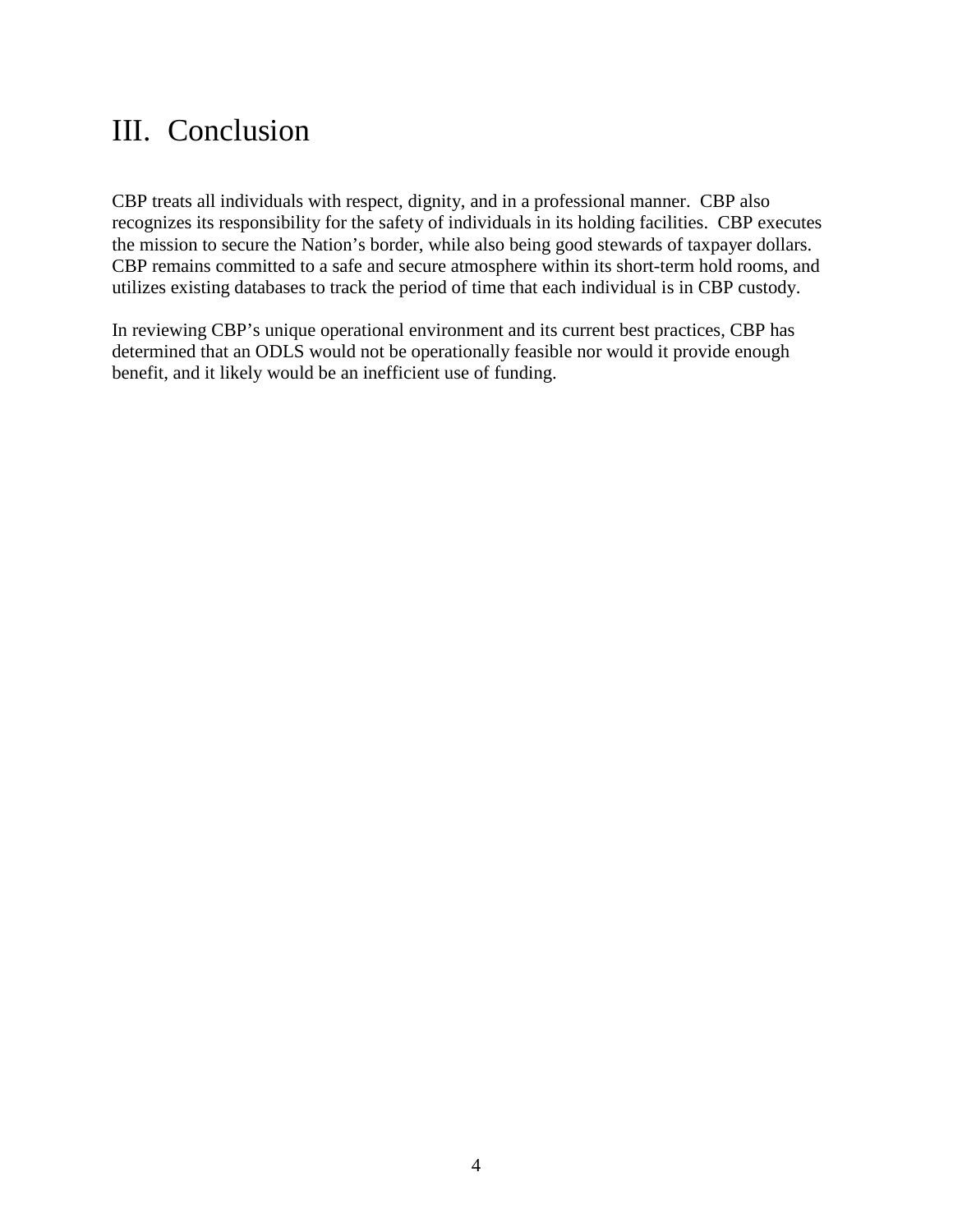# III. Conclusion

CBP treats all individuals with respect, dignity, and in a professional manner. CBP also recognizes its responsibility for the safety of individuals in its holding facilities. CBP executes the mission to secure the Nation's border, while also being good stewards of taxpayer dollars. CBP remains committed to a safe and secure atmosphere within its short-term hold rooms, and utilizes existing databases to track the period of time that each individual is in CBP custody.

In reviewing CBP's unique operational environment and its current best practices, CBP has determined that an ODLS would not be operationally feasible nor would it provide enough benefit, and it likely would be an inefficient use of funding.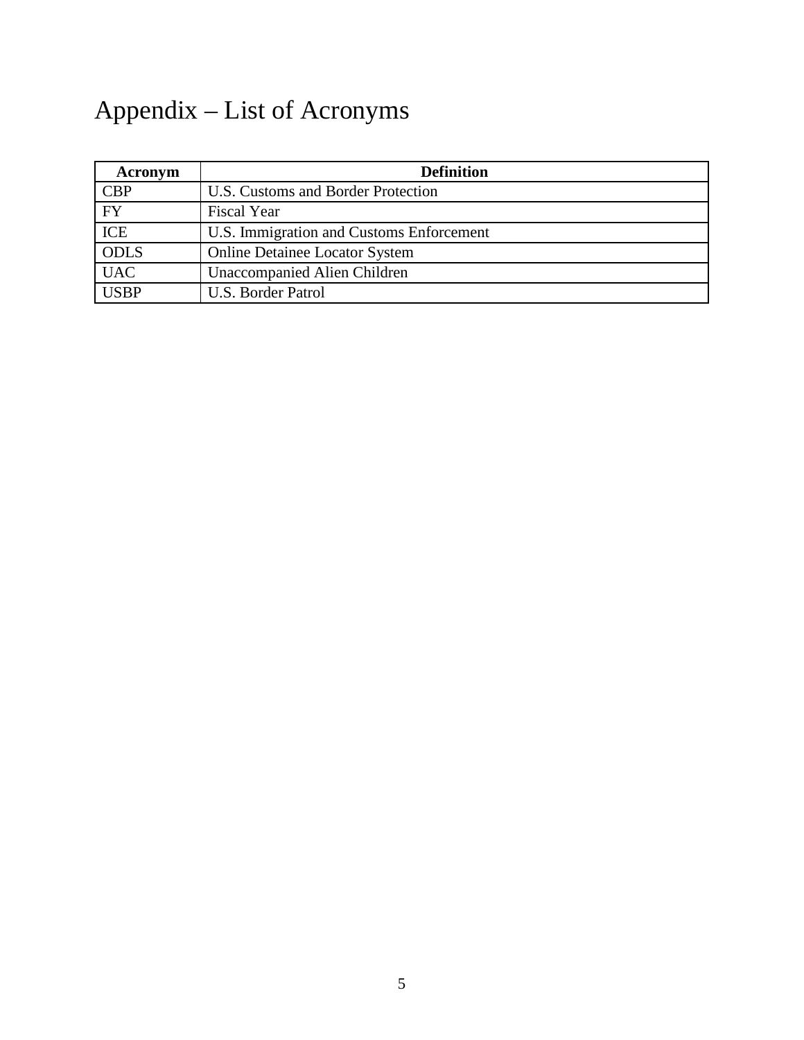# Appendix – List of Acronyms

| Acronym | Definition |
|---|---|
| CBP | U.S. Customs and Border Protection |
| FY | Fiscal Year |
| ICE | U.S. Immigration and Customs Enforcement |
| ODLS | Online Detainee Locator System |
| UAC | Unaccompanied Alien Children |
| USBP | U.S. Border Patrol |